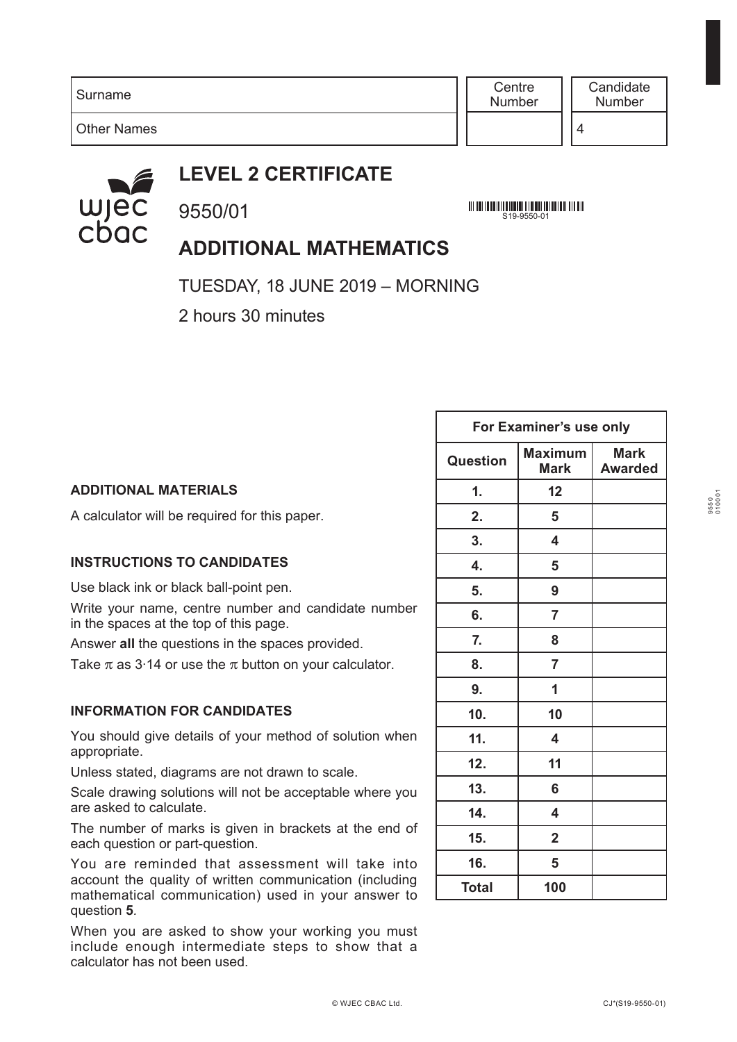| Surname | Centre Number | Candidate Number |
|---|---|---|
| Other Names | | 4 |

# LEVEL 2 CERTIFICATE

9550/01

S19-9550-01

# ADDITIONAL MATHEMATICS

TUESDAY, 18 JUNE 2019 – MORNING

2 hours 30 minutes

| For Examiner's use only | | |
|---|---|---|
| **Question** | **Maximum Mark** | **Mark Awarded** |
| **1.** | **12** | |
| **2.** | **5** | |
| **3.** | **4** | |
| **4.** | **5** | |
| **5.** | **9** | |
| **6.** | **7** | |
| **7.** | **8** | |
| **8.** | **7** | |
| **9.** | **1** | |
| **10.** | **10** | |
| **11.** | **4** | |
| **12.** | **11** | |
| **13.** | **6** | |
| **14.** | **4** | |
| **15.** | **2** | |
| **16.** | **5** | |
| **Total** | **100** | |

**ADDITIONAL MATERIALS**

A calculator will be required for this paper.

**INSTRUCTIONS TO CANDIDATES**

Use black ink or black ball-point pen.

Write your name, centre number and candidate number in the spaces at the top of this page.

Answer **all** the questions in the spaces provided.

Take $\pi$ as 3·14 or use the $\pi$ button on your calculator.

**INFORMATION FOR CANDIDATES**

You should give details of your method of solution when appropriate.

Unless stated, diagrams are not drawn to scale.

Scale drawing solutions will not be acceptable where you are asked to calculate.

The number of marks is given in brackets at the end of each question or part-question.

You are reminded that assessment will take into account the quality of written communication (including mathematical communication) used in your answer to question **5**.

When you are asked to show your working you must include enough intermediate steps to show that a calculator has not been used.

© WJEC CBAC Ltd.

CJ*(S19-9550-01)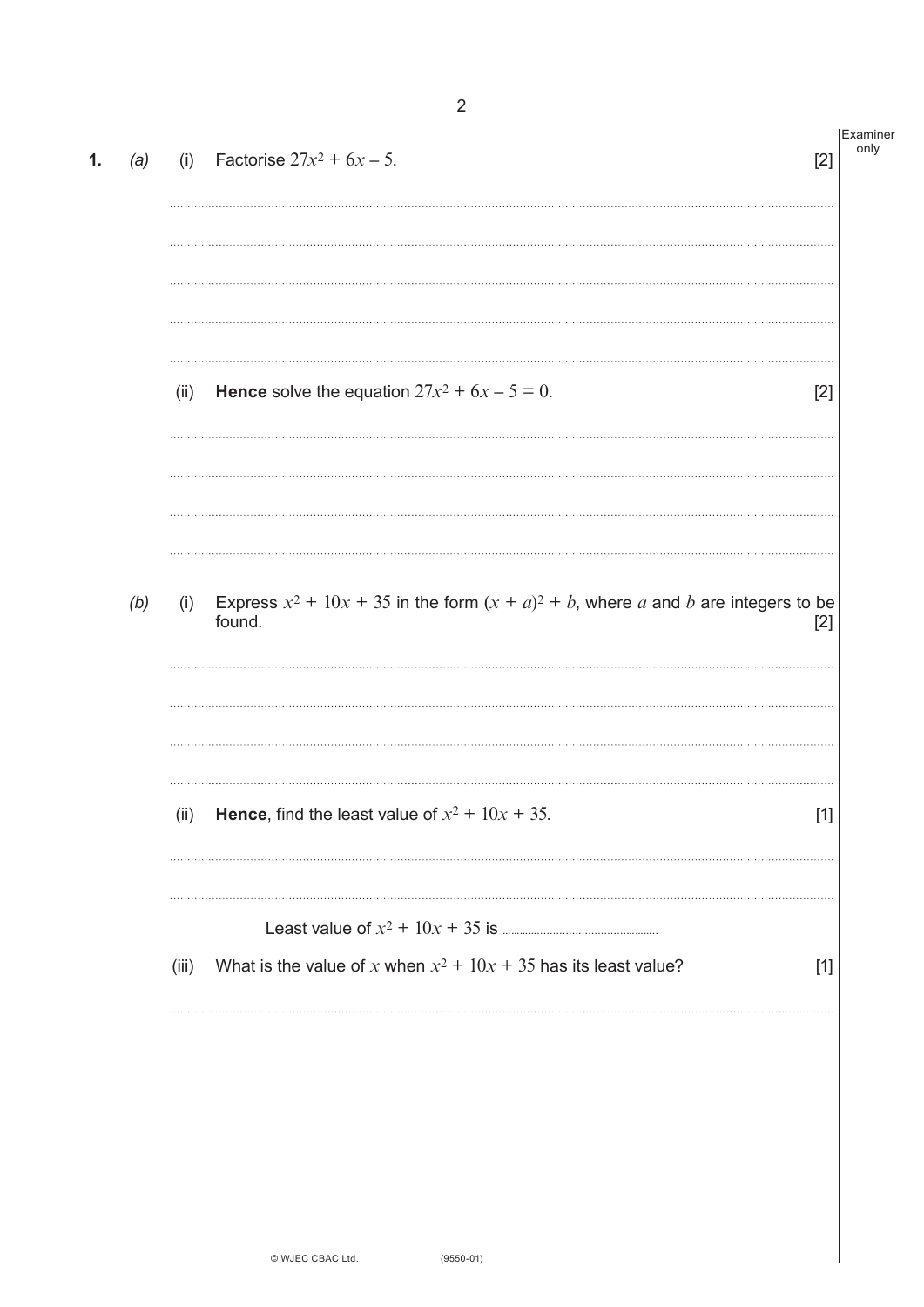**1.** *(a)* (i) Factorise $27x^2 + 6x - 5$. [2]

(ii) **Hence** solve the equation $27x^2 + 6x - 5 = 0$. [2]

*(b)* (i) Express $x^2 + 10x + 35$ in the form $(x + a)^2 + b$, where $a$ and $b$ are integers to be found. [2]

(ii) **Hence**, find the least value of $x^2 + 10x + 35$. [1]

Least value of $x^2 + 10x + 35$ is ..........................

(iii) What is the value of $x$ when $x^2 + 10x + 35$ has its least value? [1]

© WJEC CBAC Ltd. (9550-01)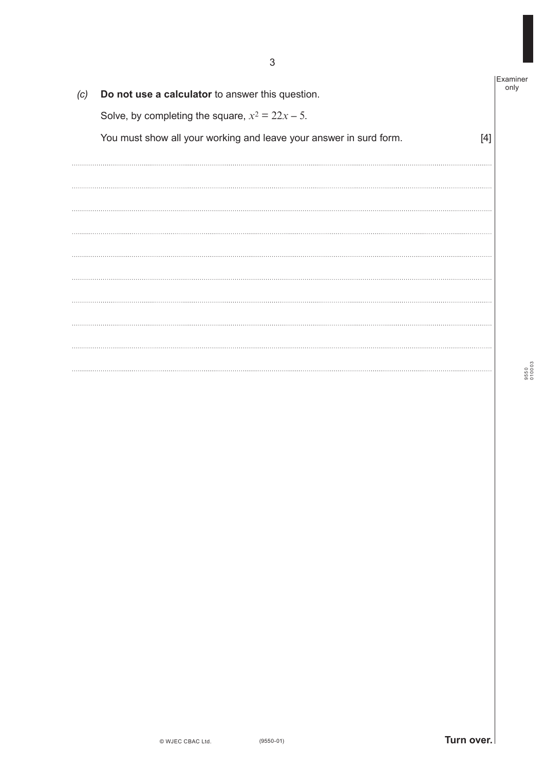*(c)* **Do not use a calculator** to answer this question.

Solve, by completing the square, $x^2 = 22x - 5$.

You must show all your working and leave your answer in surd form. [4]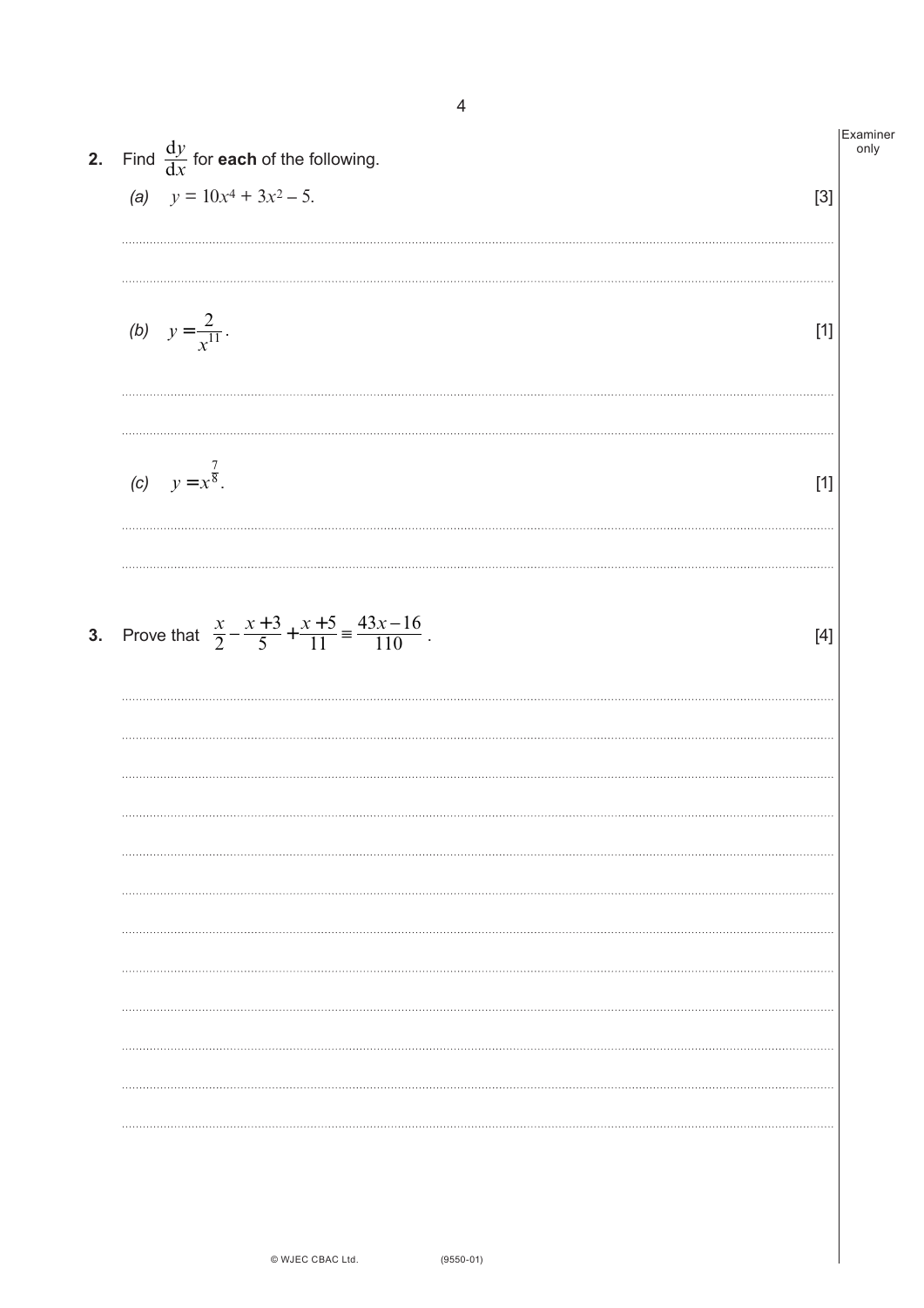**2.** Find $\dfrac{\mathrm{d}y}{\mathrm{d}x}$ for **each** of the following.

*(a)* $y = 10x^4 + 3x^2 - 5.$ [3]

*(b)* $y = \dfrac{2}{x^{11}}.$ [1]

*(c)* $y = x^{\frac{7}{8}}.$ [1]

**3.** Prove that $\dfrac{x}{2} - \dfrac{x+3}{5} + \dfrac{x+5}{11} \equiv \dfrac{43x-16}{110}.$ [4]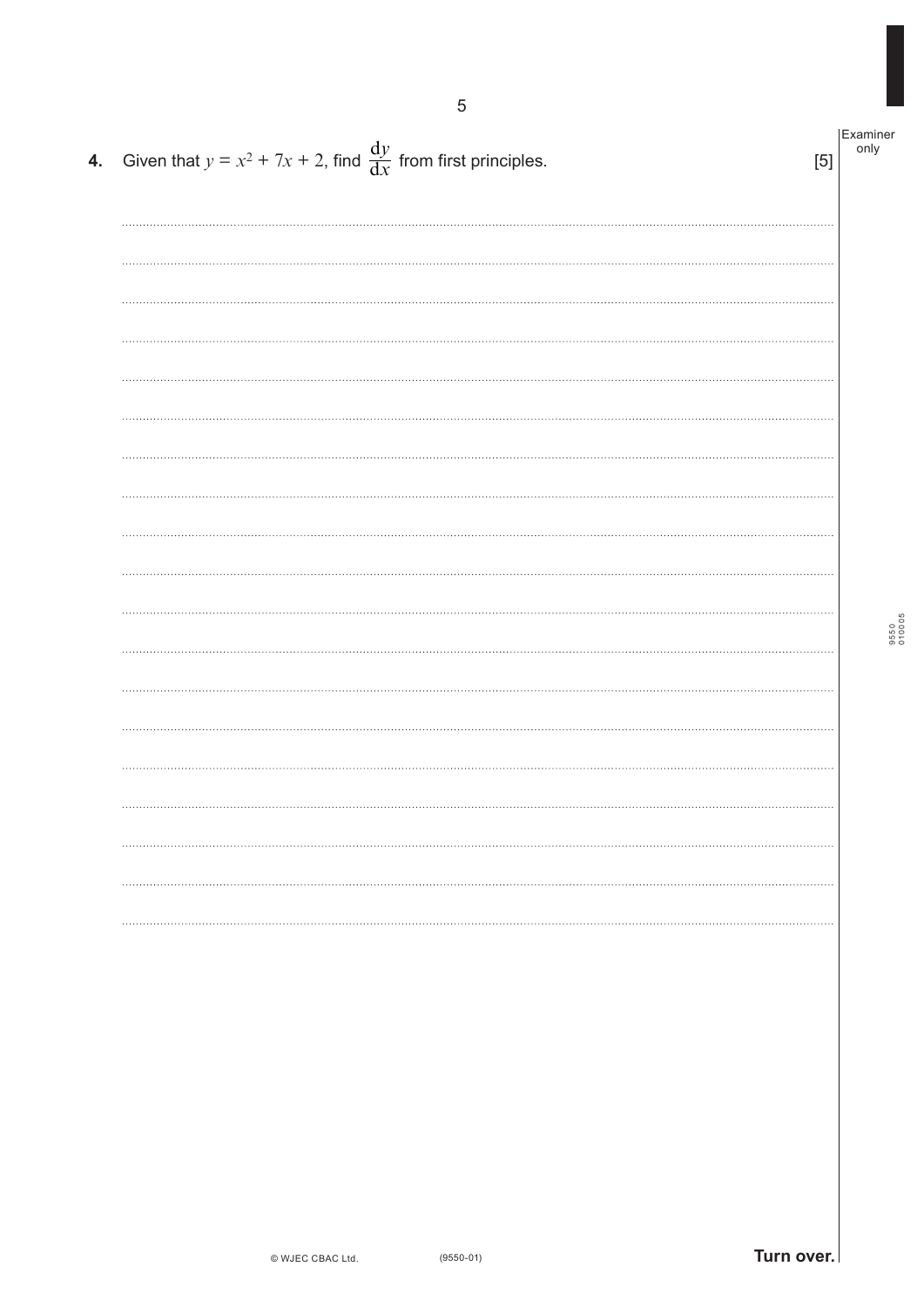**4.** Given that $y = x^2 + 7x + 2$, find $\dfrac{dy}{dx}$ from first principles. [5]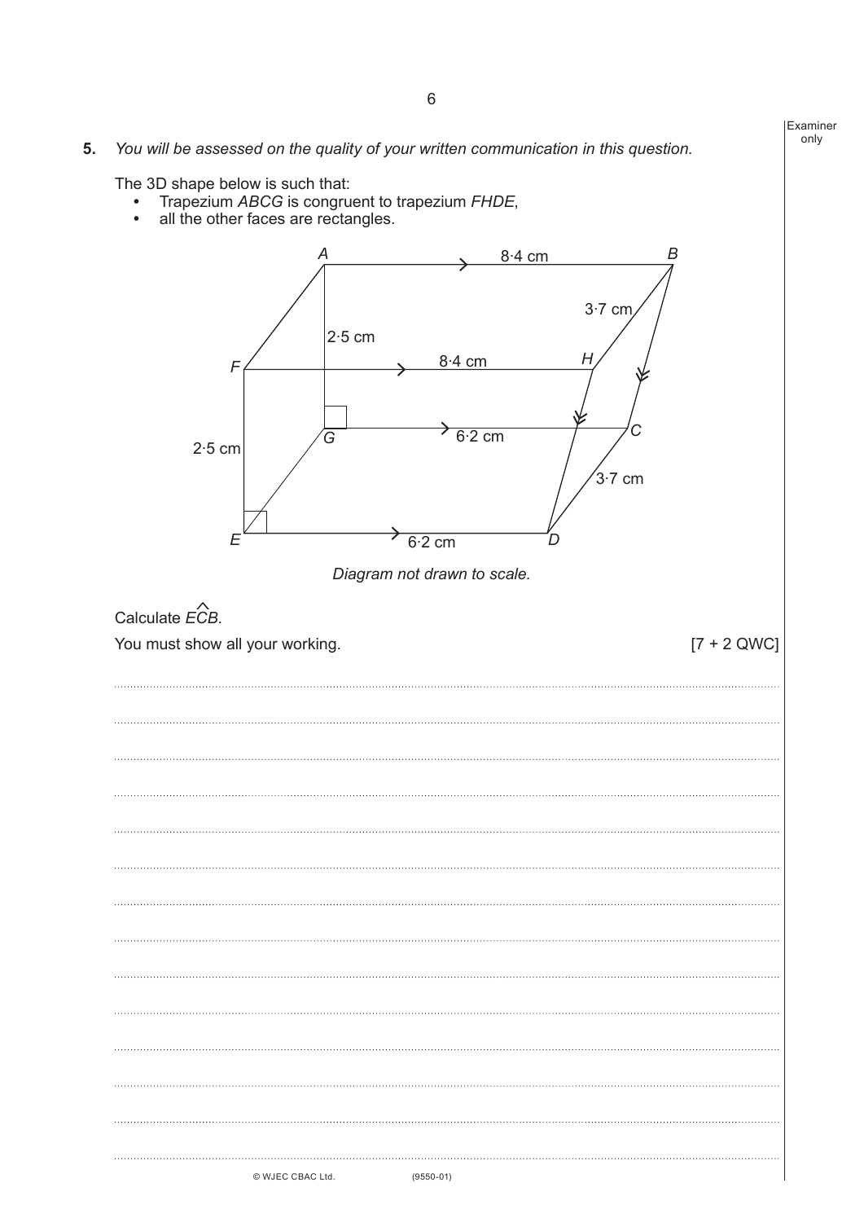**5.** *You will be assessed on the quality of your written communication in this question.*

The 3D shape below is such that:

- Trapezium *ABCG* is congruent to trapezium *FHDE*,
- all the other faces are rectangles.

*Diagram not drawn to scale.*

Calculate $E\hat{C}B$.

You must show all your working. [7 + 2 QWC]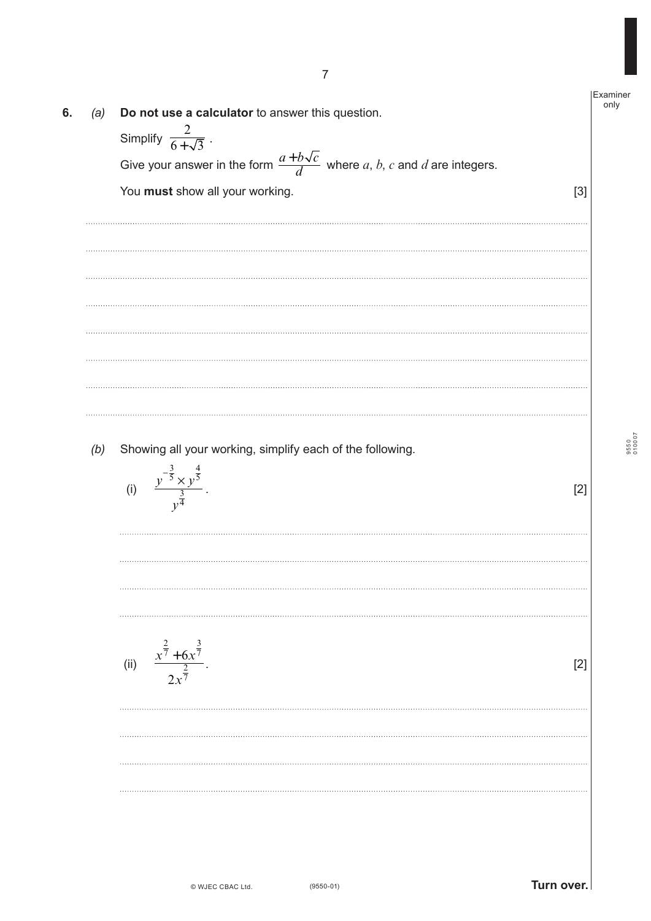**6.** *(a)* **Do not use a calculator** to answer this question.

Simplify $\dfrac{2}{6+\sqrt{3}}$.

Give your answer in the form $\dfrac{a+b\sqrt{c}}{d}$ where $a$, $b$, $c$ and $d$ are integers.

You **must** show all your working. [3]

*(b)* Showing all your working, simplify each of the following.

(i) $\dfrac{y^{-\frac{3}{5}} \times y^{\frac{4}{5}}}{y^{\frac{3}{4}}}$. [2]

(ii) $\dfrac{x^{\frac{2}{7}} + 6x^{\frac{3}{7}}}{2x^{\frac{2}{7}}}$. [2]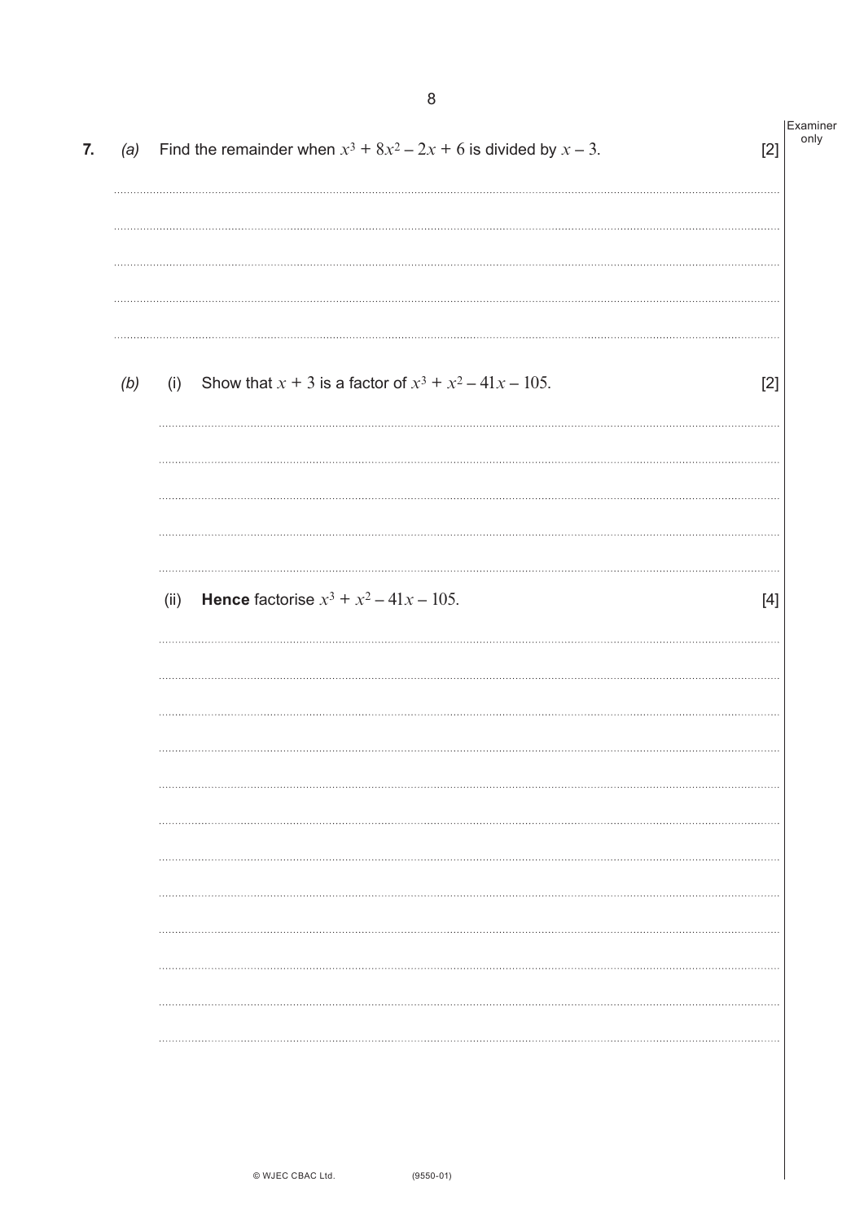**7.** *(a)* Find the remainder when $x^3 + 8x^2 - 2x + 6$ is divided by $x - 3$. [2]

*(b)* (i) Show that $x + 3$ is a factor of $x^3 + x^2 - 41x - 105$. [2]

(ii) **Hence** factorise $x^3 + x^2 - 41x - 105$. [4]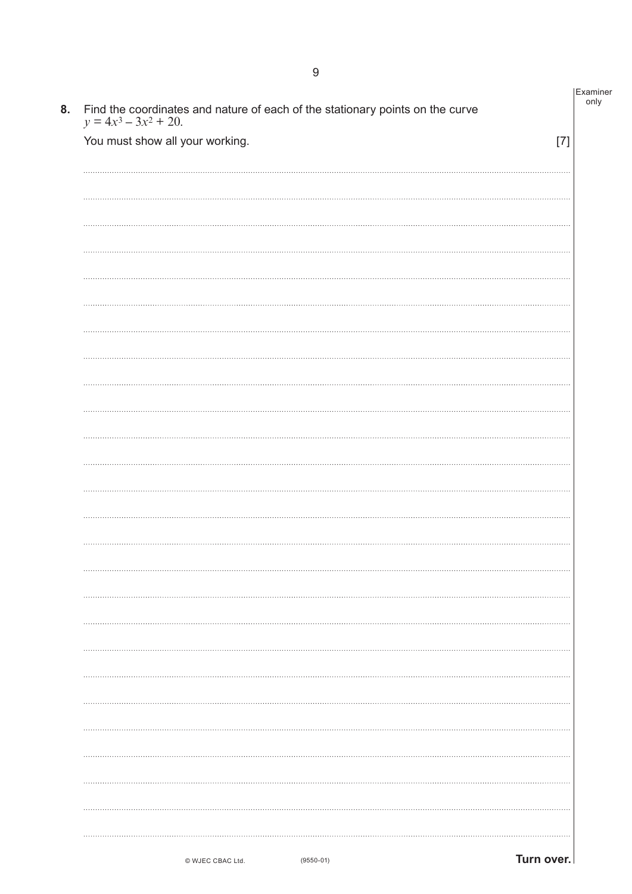**8.** Find the coordinates and nature of each of the stationary points on the curve $y = 4x^3 - 3x^2 + 20$.

You must show all your working. [7]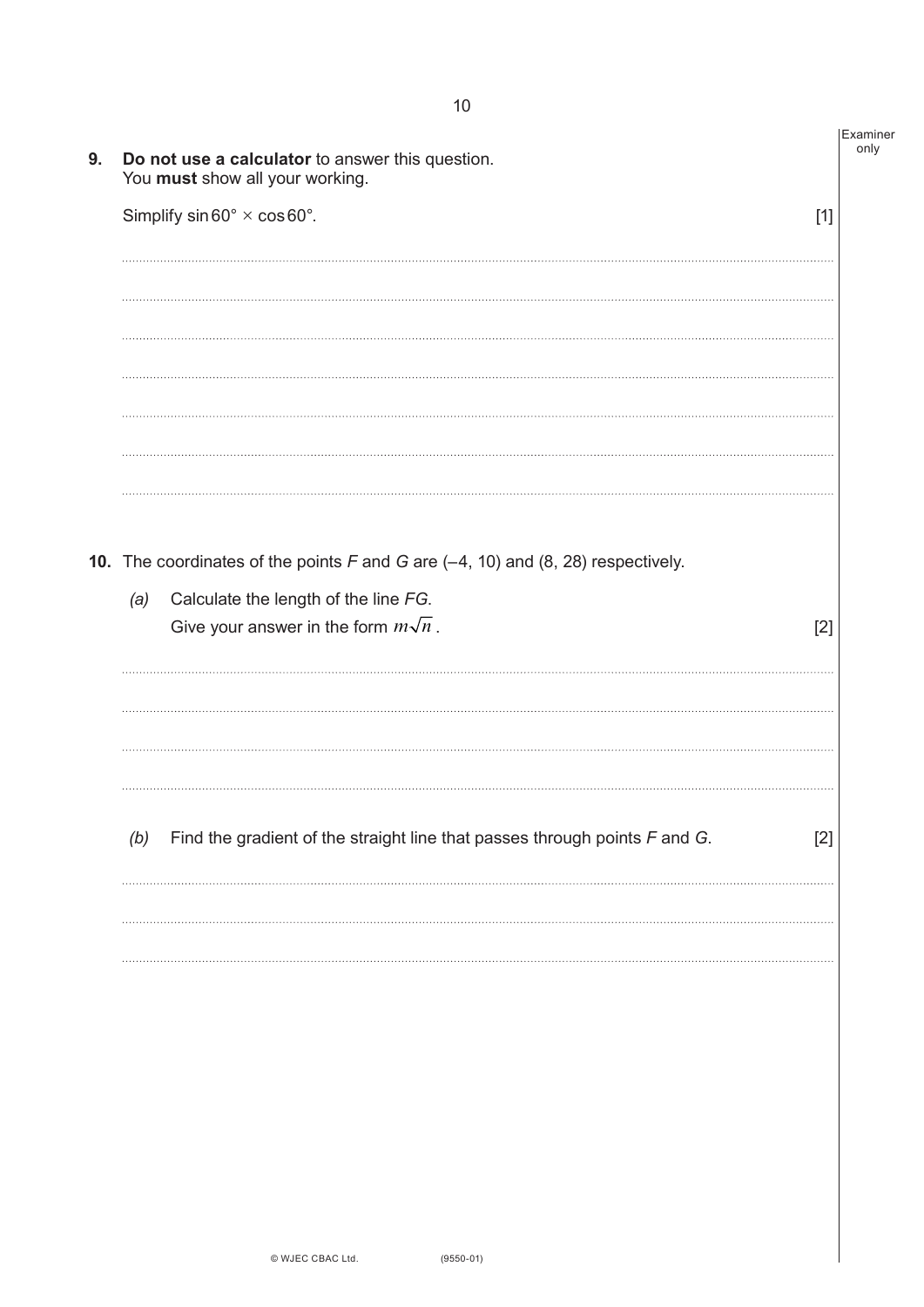**9.** **Do not use a calculator** to answer this question.
You **must** show all your working.

Simplify $\sin 60° \times \cos 60°$. [1]

**10.** The coordinates of the points $F$ and $G$ are $(-4, 10)$ and $(8, 28)$ respectively.

*(a)* Calculate the length of the line $FG$.
Give your answer in the form $m\sqrt{n}$. [2]

*(b)* Find the gradient of the straight line that passes through points $F$ and $G$. [2]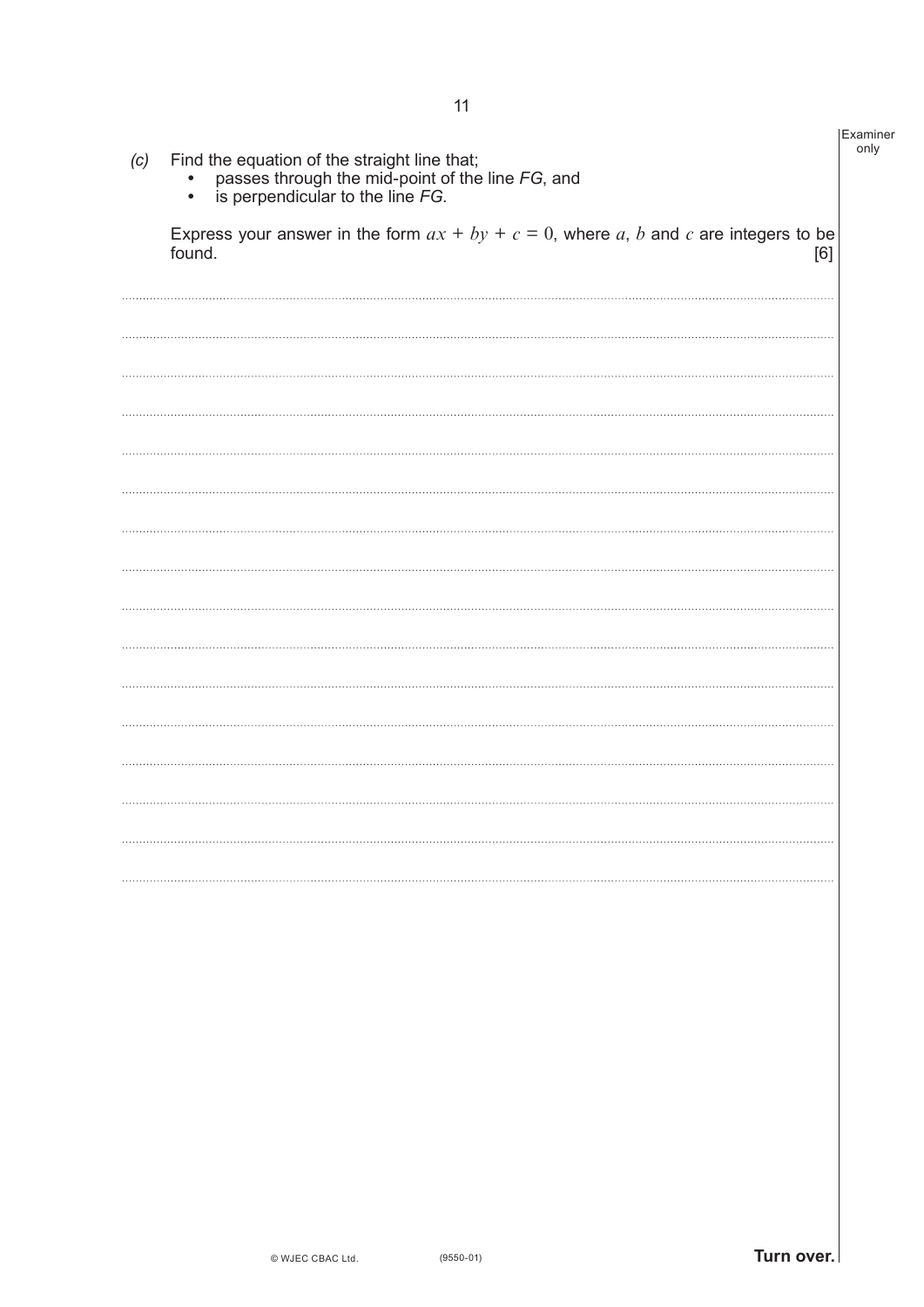(c) Find the equation of the straight line that;

- passes through the mid-point of the line $FG$, and
- is perpendicular to the line $FG$.

Express your answer in the form $ax + by + c = 0$, where $a$, $b$ and $c$ are integers to be found. [6]

Turn over.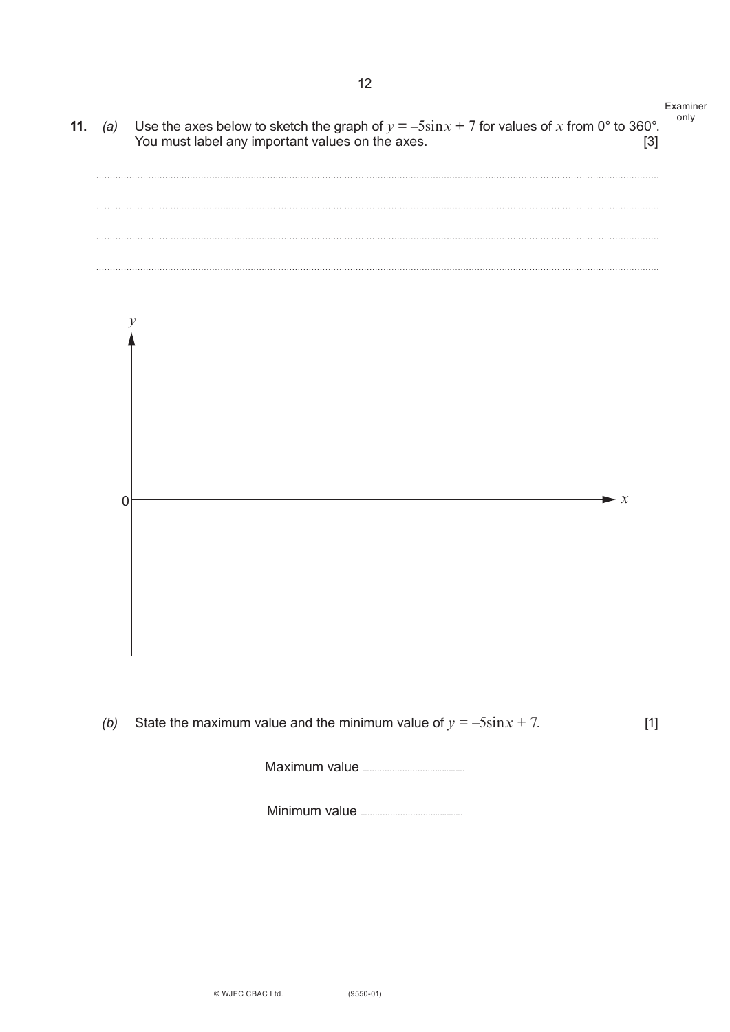**11.** *(a)* Use the axes below to sketch the graph of $y = -5\sin x + 7$ for values of $x$ from 0° to 360°. You must label any important values on the axes. [3]

..............................................................................................................................................

..............................................................................................................................................

..............................................................................................................................................

..............................................................................................................................................

*(b)* State the maximum value and the minimum value of $y = -5\sin x + 7$. [1]

Maximum value ..........................................

Minimum value ..........................................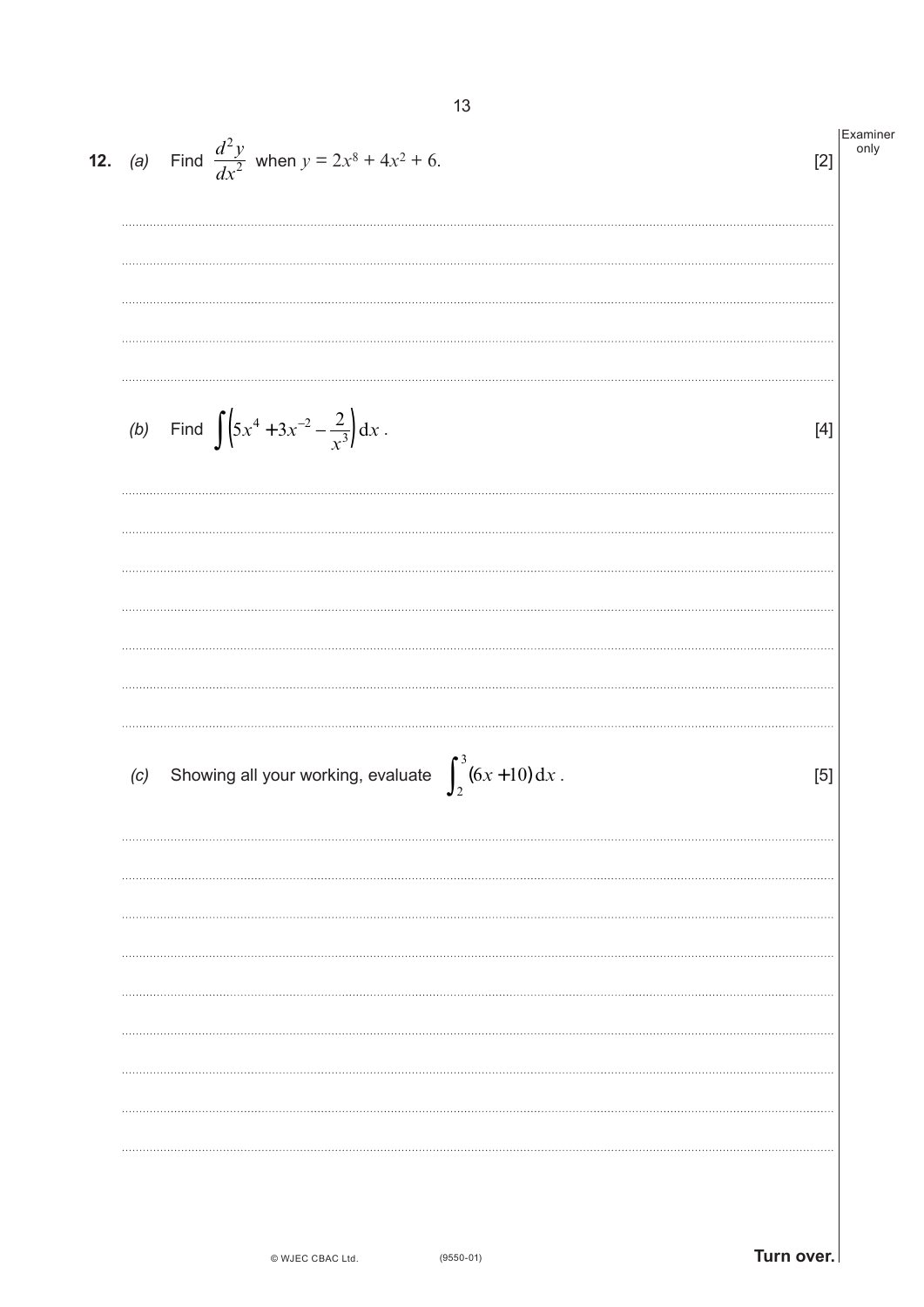**12.** *(a)* Find $\frac{d^2y}{dx^2}$ when $y = 2x^8 + 4x^2 + 6$. [2]

*(b)* Find $\int \left(5x^4 + 3x^{-2} - \frac{2}{x^3}\right) \mathrm{d}x$. [4]

*(c)* Showing all your working, evaluate $\int_2^3 (6x + 10)\, \mathrm{d}x$. [5]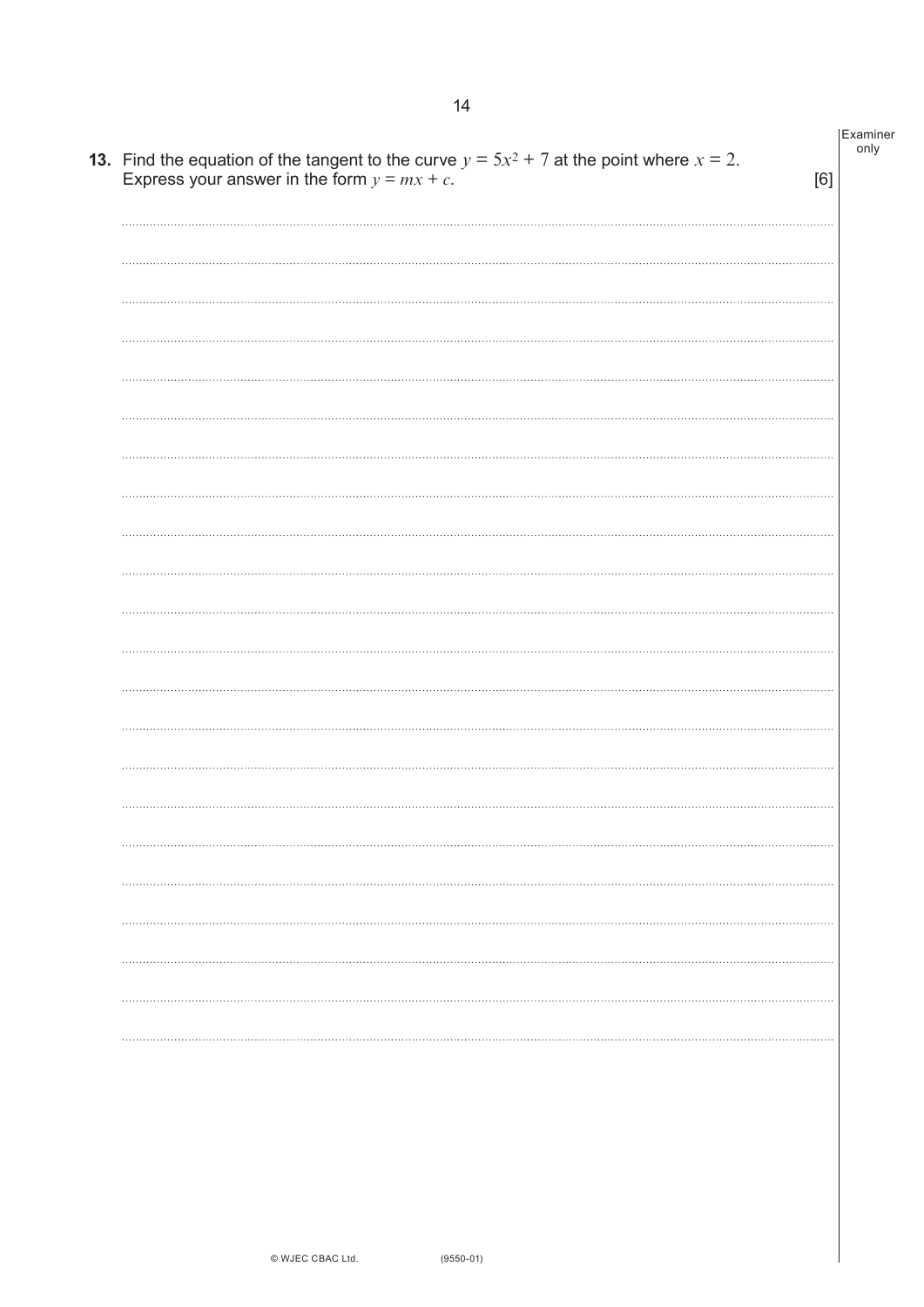**13.** Find the equation of the tangent to the curve $y = 5x^2 + 7$ at the point where $x = 2$. Express your answer in the form $y = mx + c$. [6]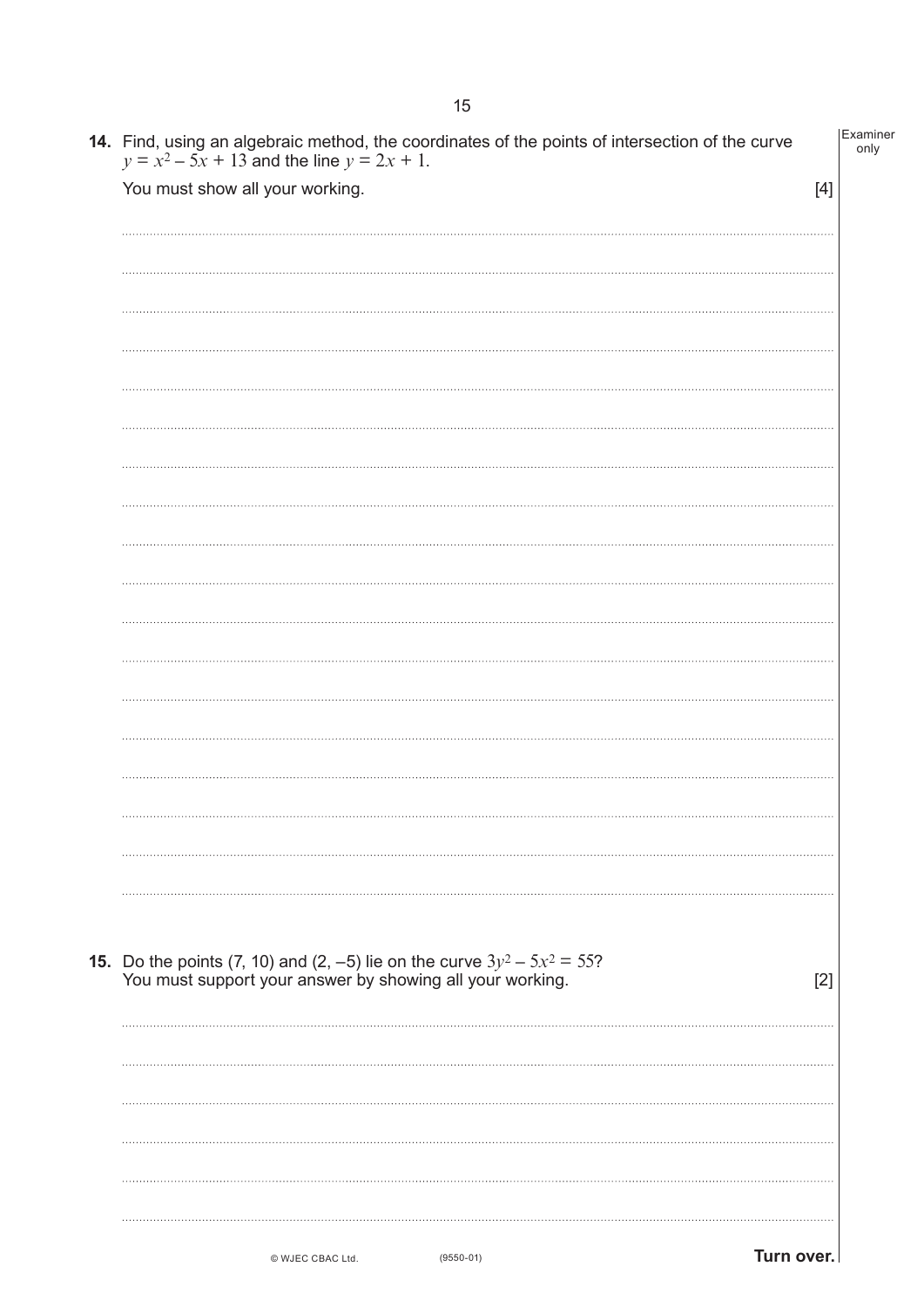**14.** Find, using an algebraic method, the coordinates of the points of intersection of the curve $y = x^2 - 5x + 13$ and the line $y = 2x + 1$.

You must show all your working. [4]

**15.** Do the points (7, 10) and (2, –5) lie on the curve $3y^2 - 5x^2 = 55$?
You must support your answer by showing all your working. [2]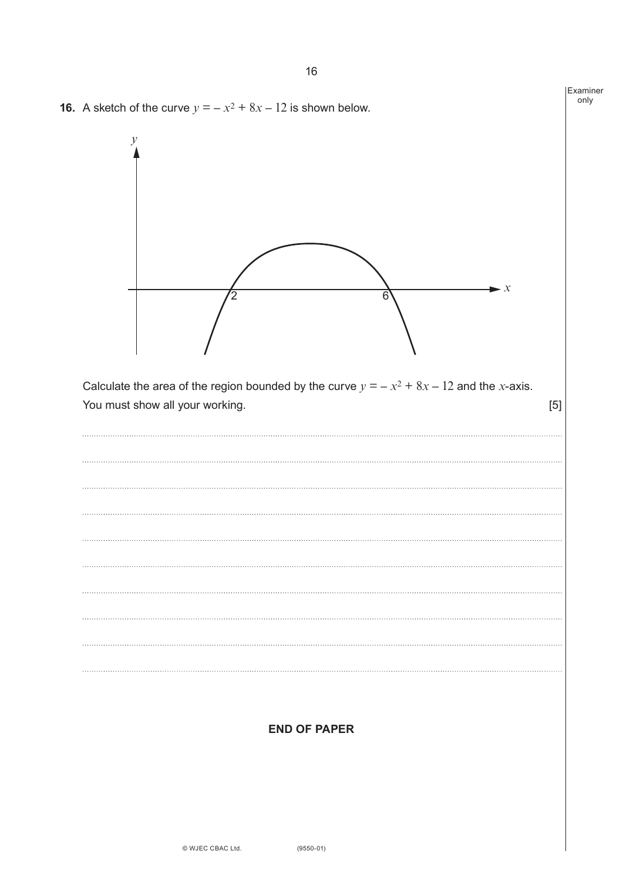**16.** A sketch of the curve $y = -x^2 + 8x - 12$ is shown below.

$y$

$x$

2

6

Calculate the area of the region bounded by the curve $y = -x^2 + 8x - 12$ and the $x$-axis.
You must show all your working. [5]

**END OF PAPER**